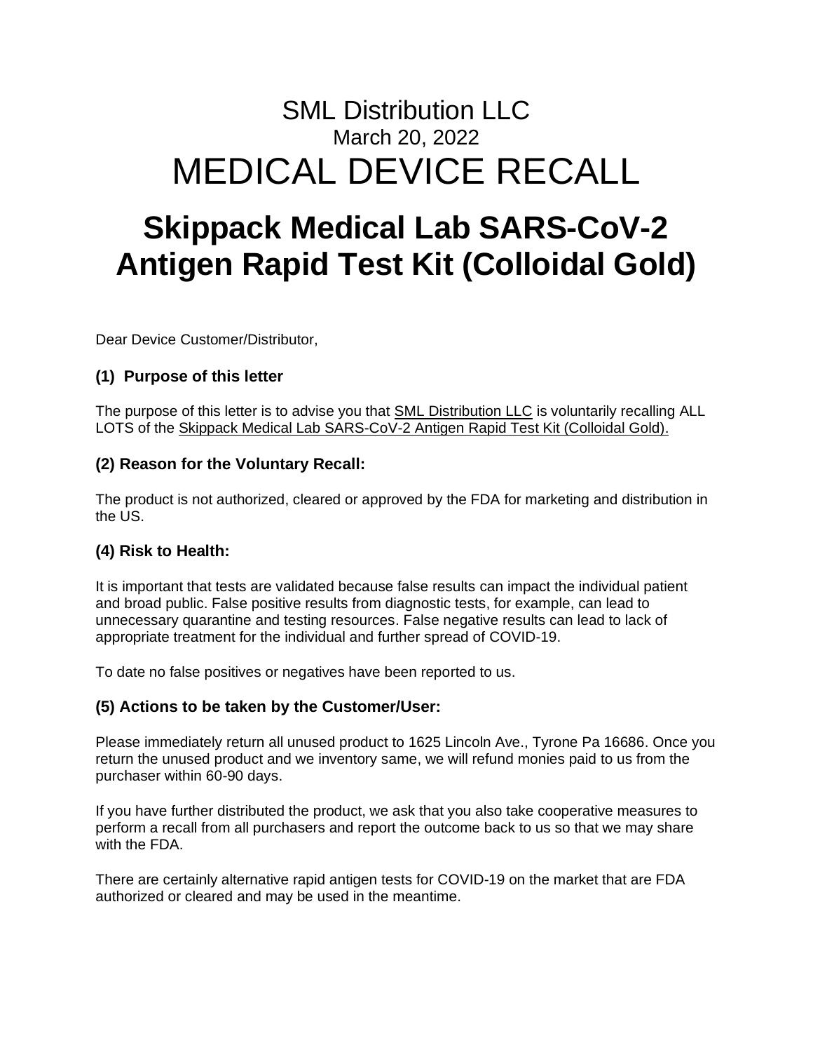# SML Distribution LLC

March 20, 2022

# MEDICAL DEVICE RECALL

# Skippack Medical Lab SARS-CoV-2 Antigen Rapid Test Kit (Colloidal Gold)

Dear Device Customer/Distributor,

### (1) Purpose of this letter

The purpose of this letter is to advise you that SML Distribution LLC is voluntarily recalling ALL LOTS of the Skippack Medical Lab SARS-CoV-2 Antigen Rapid Test Kit (Colloidal Gold).

### (2) Reason for the Voluntary Recall:

The product is not authorized, cleared or approved by the FDA for marketing and distribution in the US.

### (4) Risk to Health:

It is important that tests are validated because false results can impact the individual patient and broad public. False positive results from diagnostic tests, for example, can lead to unnecessary quarantine and testing resources. False negative results can lead to lack of appropriate treatment for the individual and further spread of COVID-19.

To date no false positives or negatives have been reported to us.

### (5) Actions to be taken by the Customer/User:

Please immediately return all unused product to 1625 Lincoln Ave., Tyrone Pa 16686. Once you return the unused product and we inventory same, we will refund monies paid to us from the purchaser within 60-90 days.

If you have further distributed the product, we ask that you also take cooperative measures to perform a recall from all purchasers and report the outcome back to us so that we may share with the FDA.

There are certainly alternative rapid antigen tests for COVID-19 on the market that are FDA authorized or cleared and may be used in the meantime.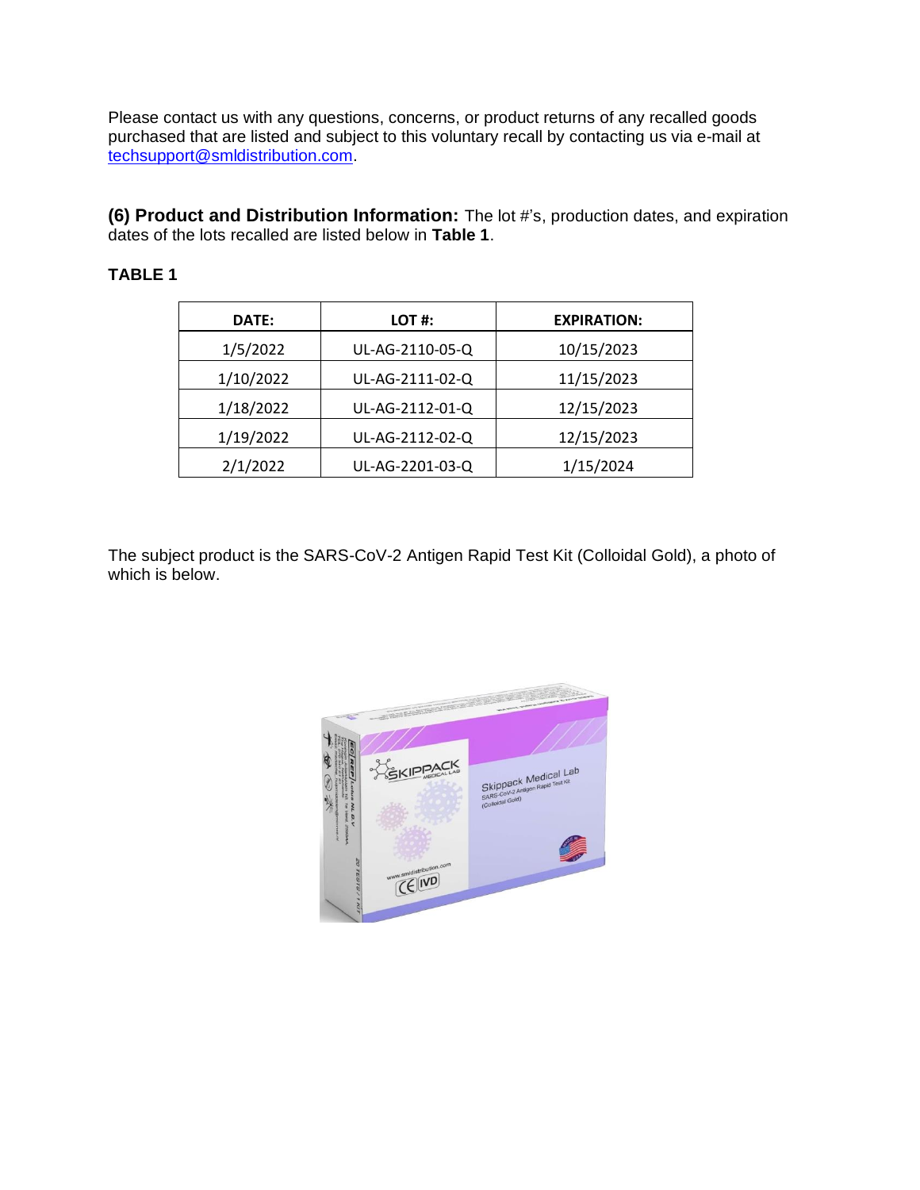Please contact us with any questions, concerns, or product returns of any recalled goods purchased that are listed and subject to this voluntary recall by contacting us via e-mail at techsupport@smldistribution.com.

**(6) Product and Distribution Information:** The lot #'s, production dates, and expiration dates of the lots recalled are listed below in **Table 1**.

**TABLE 1**

| DATE: | LOT #: | EXPIRATION: |
|---|---|---|
| 1/5/2022 | UL-AG-2110-05-Q | 10/15/2023 |
| 1/10/2022 | UL-AG-2111-02-Q | 11/15/2023 |
| 1/18/2022 | UL-AG-2112-01-Q | 12/15/2023 |
| 1/19/2022 | UL-AG-2112-02-Q | 12/15/2023 |
| 2/1/2022 | UL-AG-2201-03-Q | 1/15/2024 |

The subject product is the SARS-CoV-2 Antigen Rapid Test Kit (Colloidal Gold), a photo of which is below.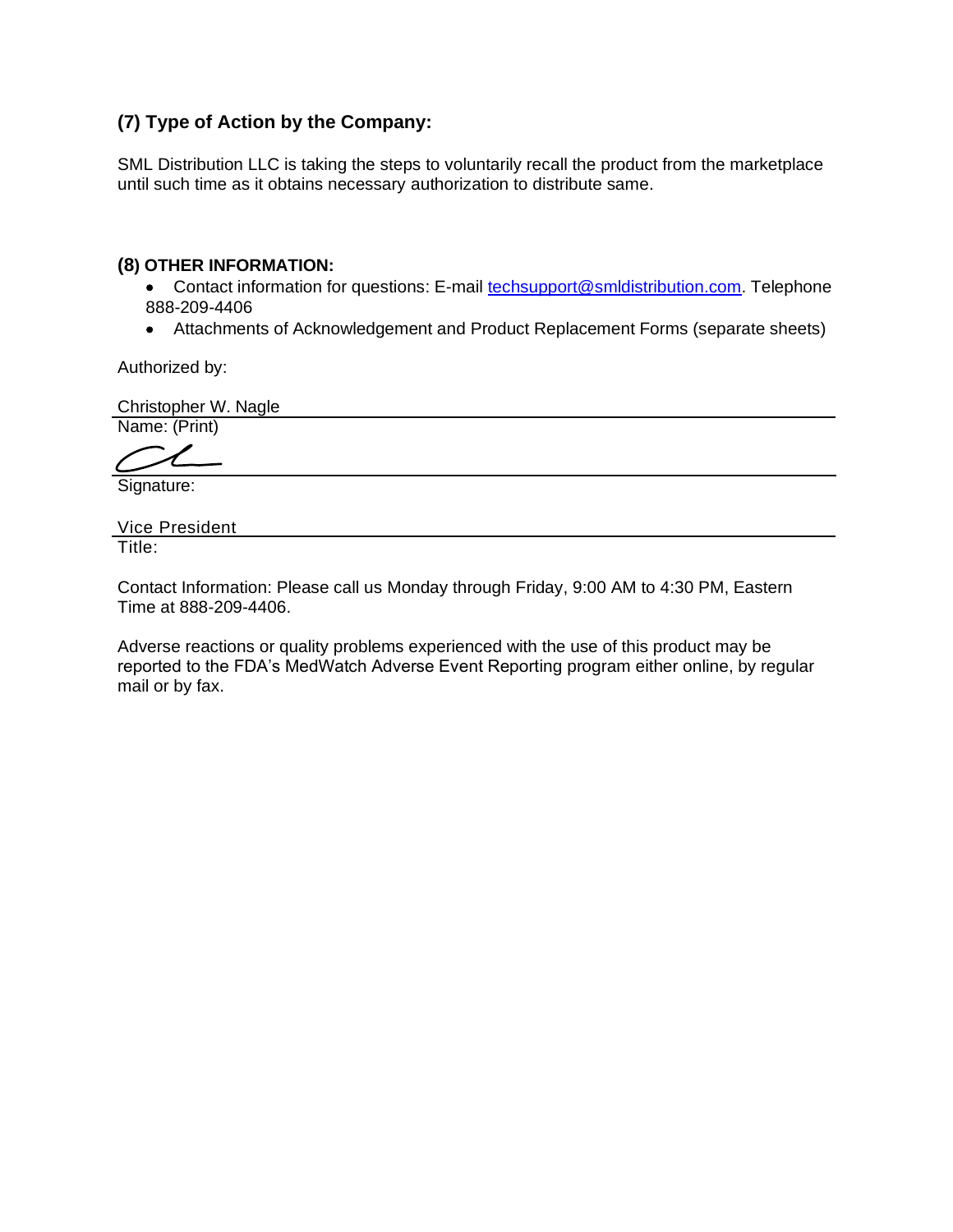### (7) Type of Action by the Company:

SML Distribution LLC is taking the steps to voluntarily recall the product from the marketplace until such time as it obtains necessary authorization to distribute same.

### (8) OTHER INFORMATION:

- Contact information for questions: E-mail techsupport@smldistribution.com. Telephone 888-209-4406
- Attachments of Acknowledgement and Product Replacement Forms (separate sheets)

Authorized by:

Christopher W. Nagle

Name: (Print)

Signature:

Vice President

Title:

Contact Information: Please call us Monday through Friday, 9:00 AM to 4:30 PM, Eastern Time at 888-209-4406.

Adverse reactions or quality problems experienced with the use of this product may be reported to the FDA's MedWatch Adverse Event Reporting program either online, by regular mail or by fax.